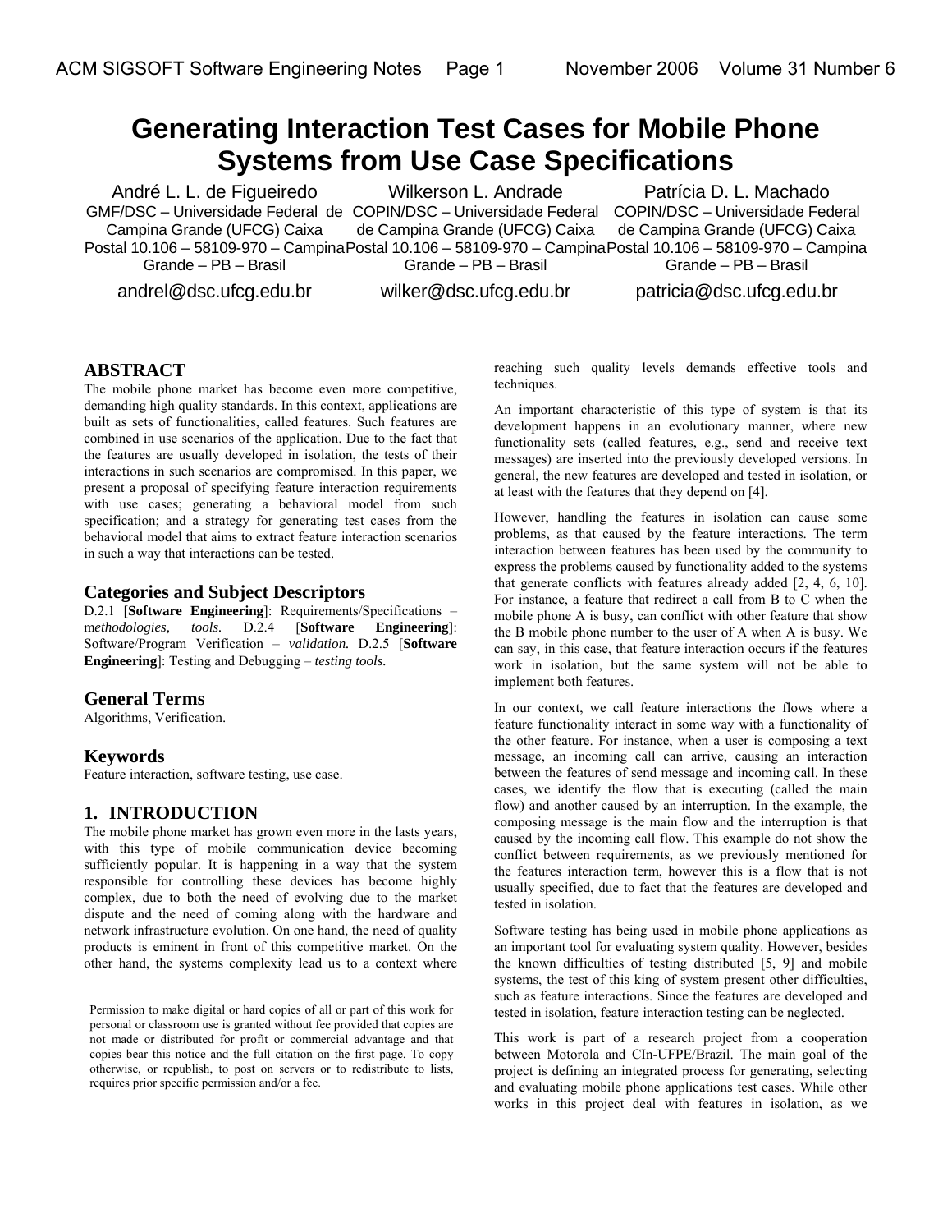# Generating Interaction Test Cases for Mobile Phone Systems from Use Case Specifications

André L. L. de Figueiredo
GMF/DSC – Universidade Federal de Campina Grande (UFCG) Caixa Postal 10.106 – 58109-970 – Campina Grande – PB – Brasil
andrel@dsc.ufcg.edu.br

Wilkerson L. Andrade
COPIN/DSC – Universidade Federal de Campina Grande (UFCG) Caixa Postal 10.106 – 58109-970 – Campina Grande – PB – Brasil
wilker@dsc.ufcg.edu.br

Patrícia D. L. Machado
COPIN/DSC – Universidade Federal de Campina Grande (UFCG) Caixa Postal 10.106 – 58109-970 – Campina Grande – PB – Brasil
patricia@dsc.ufcg.edu.br

## ABSTRACT

The mobile phone market has become even more competitive, demanding high quality standards. In this context, applications are built as sets of functionalities, called features. Such features are combined in use scenarios of the application. Due to the fact that the features are usually developed in isolation, the tests of their interactions in such scenarios are compromised. In this paper, we present a proposal of specifying feature interaction requirements with use cases; generating a behavioral model from such specification; and a strategy for generating test cases from the behavioral model that aims to extract feature interaction scenarios in such a way that interactions can be tested.

### Categories and Subject Descriptors

D.2.1 [**Software Engineering**]: Requirements/Specifications – m*ethodologies, tools.* D.2.4 [**Software Engineering**]: Software/Program Verification – *validation.* D.2.5 [**Software Engineering**]: Testing and Debugging – *testing tools.*

### General Terms

Algorithms, Verification.

### Keywords

Feature interaction, software testing, use case.

## 1. INTRODUCTION

The mobile phone market has grown even more in the lasts years, with this type of mobile communication device becoming sufficiently popular. It is happening in a way that the system responsible for controlling these devices has become highly complex, due to both the need of evolving due to the market dispute and the need of coming along with the hardware and network infrastructure evolution. On one hand, the need of quality products is eminent in front of this competitive market. On the other hand, the systems complexity lead us to a context where reaching such quality levels demands effective tools and techniques.

An important characteristic of this type of system is that its development happens in an evolutionary manner, where new functionality sets (called features, e.g., send and receive text messages) are inserted into the previously developed versions. In general, the new features are developed and tested in isolation, or at least with the features that they depend on [4].

However, handling the features in isolation can cause some problems, as that caused by the feature interactions. The term interaction between features has been used by the community to express the problems caused by functionality added to the systems that generate conflicts with features already added [2, 4, 6, 10]. For instance, a feature that redirect a call from B to C when the mobile phone A is busy, can conflict with other feature that show the B mobile phone number to the user of A when A is busy. We can say, in this case, that feature interaction occurs if the features work in isolation, but the same system will not be able to implement both features.

In our context, we call feature interactions the flows where a feature functionality interact in some way with a functionality of the other feature. For instance, when a user is composing a text message, an incoming call can arrive, causing an interaction between the features of send message and incoming call. In these cases, we identify the flow that is executing (called the main flow) and another caused by an interruption. In the example, the composing message is the main flow and the interruption is that caused by the incoming call flow. This example do not show the conflict between requirements, as we previously mentioned for the features interaction term, however this is a flow that is not usually specified, due to fact that the features are developed and tested in isolation.

Software testing has being used in mobile phone applications as an important tool for evaluating system quality. However, besides the known difficulties of testing distributed [5, 9] and mobile systems, the test of this king of system present other difficulties, such as feature interactions. Since the features are developed and tested in isolation, feature interaction testing can be neglected.

This work is part of a research project from a cooperation between Motorola and CIn-UFPE/Brazil. The main goal of the project is defining an integrated process for generating, selecting and evaluating mobile phone applications test cases. While other works in this project deal with features in isolation, as we

Permission to make digital or hard copies of all or part of this work for personal or classroom use is granted without fee provided that copies are not made or distributed for profit or commercial advantage and that copies bear this notice and the full citation on the first page. To copy otherwise, or republish, to post on servers or to redistribute to lists, requires prior specific permission and/or a fee.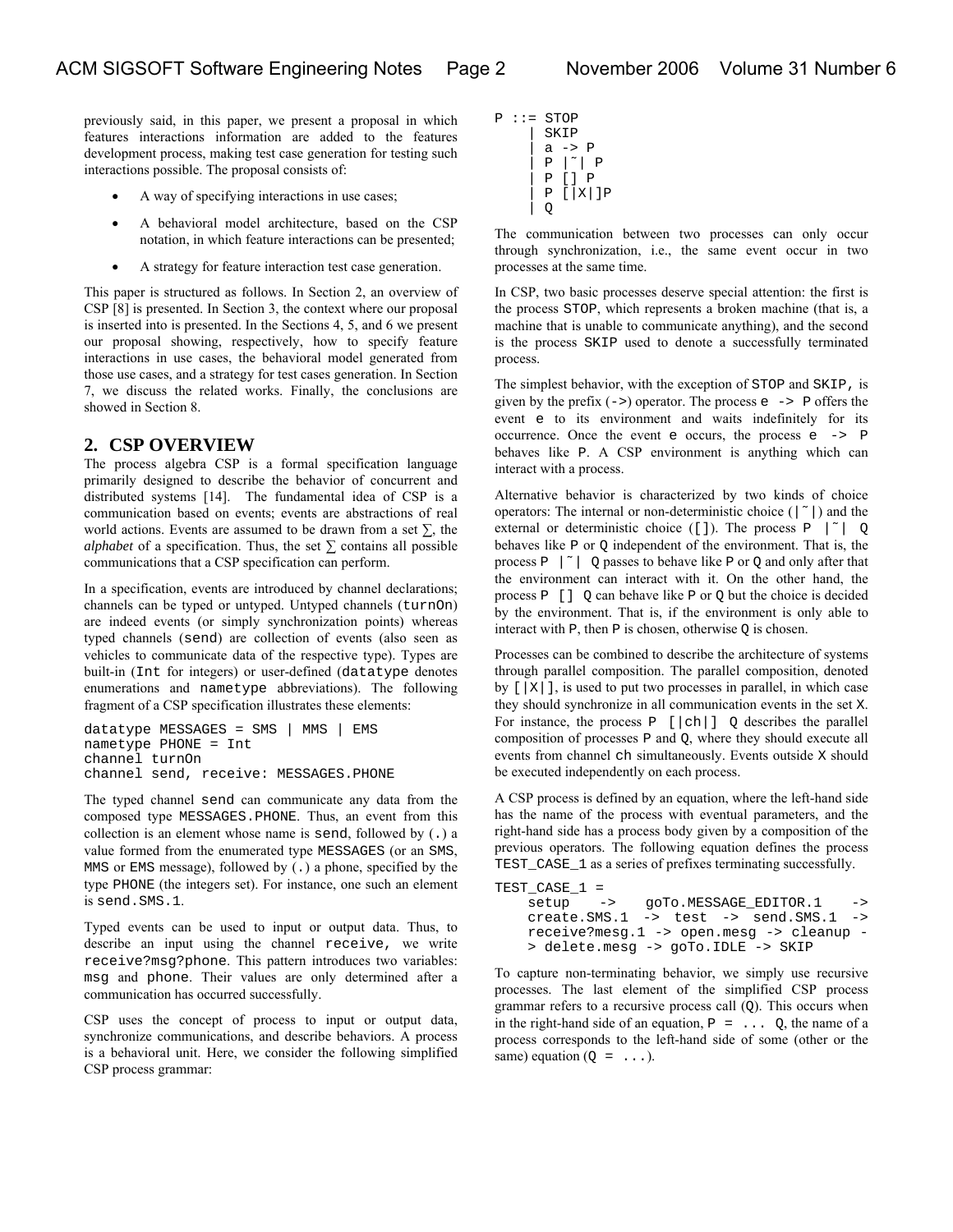previously said, in this paper, we present a proposal in which features interactions information are added to the features development process, making test case generation for testing such interactions possible. The proposal consists of:

- A way of specifying interactions in use cases;
- A behavioral model architecture, based on the CSP notation, in which feature interactions can be presented;
- A strategy for feature interaction test case generation.

This paper is structured as follows. In Section 2, an overview of CSP [8] is presented. In Section 3, the context where our proposal is inserted into is presented. In the Sections 4, 5, and 6 we present our proposal showing, respectively, how to specify feature interactions in use cases, the behavioral model generated from those use cases, and a strategy for test cases generation. In Section 7, we discuss the related works. Finally, the conclusions are showed in Section 8.

## 2. CSP OVERVIEW

The process algebra CSP is a formal specification language primarily designed to describe the behavior of concurrent and distributed systems [14]. The fundamental idea of CSP is a communication based on events; events are abstractions of real world actions. Events are assumed to be drawn from a set ∑, the *alphabet* of a specification. Thus, the set ∑ contains all possible communications that a CSP specification can perform.

In a specification, events are introduced by channel declarations; channels can be typed or untyped. Untyped channels (`turnOn`) are indeed events (or simply synchronization points) whereas typed channels (`send`) are collection of events (also seen as vehicles to communicate data of the respective type). Types are built-in (`Int` for integers) or user-defined (`datatype` denotes enumerations and `nametype` abbreviations). The following fragment of a CSP specification illustrates these elements:

```
datatype MESSAGES = SMS | MMS | EMS
nametype PHONE = Int
channel turnOn
channel send, receive: MESSAGES.PHONE
```

The typed channel `send` can communicate any data from the composed type `MESSAGES.PHONE`. Thus, an event from this collection is an element whose name is `send`, followed by (`.`) a value formed from the enumerated type `MESSAGES` (or an `SMS`, `MMS` or `EMS` message), followed by (`.`) a phone, specified by the type `PHONE` (the integers set). For instance, one such an element is `send.SMS.1`.

Typed events can be used to input or output data. Thus, to describe an input using the channel `receive`, we write `receive?msg?phone`. This pattern introduces two variables: `msg` and `phone`. Their values are only determined after a communication has occurred successfully.

CSP uses the concept of process to input or output data, synchronize communications, and describe behaviors. A process is a behavioral unit. Here, we consider the following simplified CSP process grammar:

```
P ::= STOP
    | SKIP
    | a -> P
    | P |˜| P
    | P [] P
    | P [|X|]P
    | Q
```

The communication between two processes can only occur through synchronization, i.e., the same event occur in two processes at the same time.

In CSP, two basic processes deserve special attention: the first is the process `STOP`, which represents a broken machine (that is, a machine that is unable to communicate anything), and the second is the process `SKIP` used to denote a successfully terminated process.

The simplest behavior, with the exception of `STOP` and `SKIP`, is given by the prefix (`->`) operator. The process `e -> P` offers the event `e` to its environment and waits indefinitely for its occurrence. Once the event `e` occurs, the process `e -> P` behaves like `P`. A CSP environment is anything which can interact with a process.

Alternative behavior is characterized by two kinds of choice operators: The internal or non-deterministic choice (`|˜|`) and the external or deterministic choice (`[]`). The process `P |˜| Q` behaves like `P` or `Q` independent of the environment. That is, the process `P |˜| Q` passes to behave like `P` or `Q` and only after that the environment can interact with it. On the other hand, the process `P [] Q` can behave like `P` or `Q` but the choice is decided by the environment. That is, if the environment is only able to interact with `P`, then `P` is chosen, otherwise `Q` is chosen.

Processes can be combined to describe the architecture of systems through parallel composition. The parallel composition, denoted by `[|X|]`, is used to put two processes in parallel, in which case they should synchronize in all communication events in the set `X`. For instance, the process `P [|ch|] Q` describes the parallel composition of processes `P` and `Q`, where they should execute all events from channel `ch` simultaneously. Events outside `X` should be executed independently on each process.

A CSP process is defined by an equation, where the left-hand side has the name of the process with eventual parameters, and the right-hand side has a process body given by a composition of the previous operators. The following equation defines the process `TEST_CASE_1` as a series of prefixes terminating successfully.

```
TEST_CASE_1 =
    setup   ->   goTo.MESSAGE_EDITOR.1   ->
    create.SMS.1  -> test  -> send.SMS.1  ->
    receive?mesg.1 -> open.mesg -> cleanup -
    > delete.mesg -> goTo.IDLE -> SKIP
```

To capture non-terminating behavior, we simply use recursive processes. The last element of the simplified CSP process grammar refers to a recursive process call (`Q`). This occurs when in the right-hand side of an equation, `P = ... Q`, the name of a process corresponds to the left-hand side of some (other or the same) equation (`Q = ...`).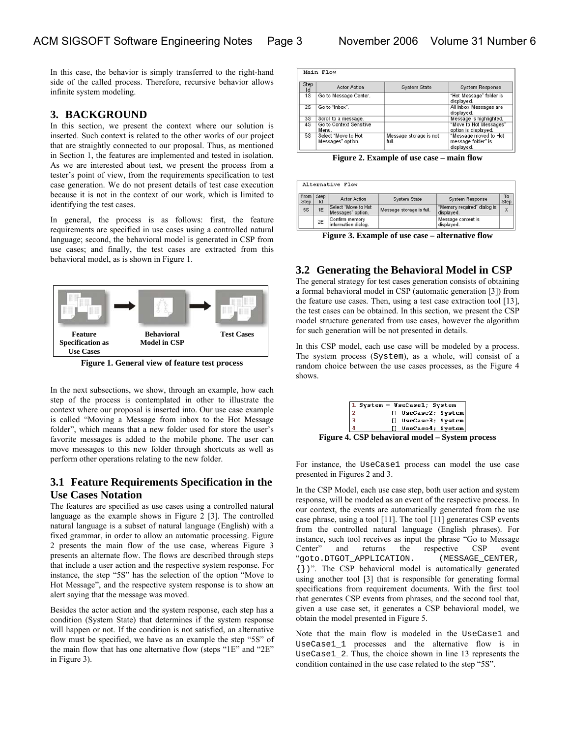In this case, the behavior is simply transferred to the right-hand side of the called process. Therefore, recursive behavior allows infinite system modeling.

## 3. BACKGROUND

In this section, we present the context where our solution is inserted. Such context is related to the other works of our project that are straightly connected to our proposal. Thus, as mentioned in Section 1, the features are implemented and tested in isolation. As we are interested about test, we present the process from a tester's point of view, from the requirements specification to test case generation. We do not present details of test case execution because it is not in the context of our work, which is limited to identifying the test cases.

In general, the process is as follows: first, the feature requirements are specified in use cases using a controlled natural language; second, the behavioral model is generated in CSP from use cases; and finally, the test cases are extracted from this behavioral model, as is shown in Figure 1.

**Feature Specification as Use Cases** → **Behavioral Model in CSP** → **Test Cases**

**Figure 1. General view of feature test process**

In the next subsections, we show, through an example, how each step of the process is contemplated in other to illustrate the context where our proposal is inserted into. Our use case example is called "Moving a Message from inbox to the Hot Message folder", which means that a new folder used for store the user's favorite messages is added to the mobile phone. The user can move messages to this new folder through shortcuts as well as perform other operations relating to the new folder.

### 3.1 Feature Requirements Specification in the Use Cases Notation

The features are specified as use cases using a controlled natural language as the example shows in Figure 2 [3]. The controlled natural language is a subset of natural language (English) with a fixed grammar, in order to allow an automatic processing. Figure 2 presents the main flow of the use case, whereas Figure 3 presents an alternate flow. The flows are described through steps that include a user action and the respective system response. For instance, the step "5S" has the selection of the option "Move to Hot Message", and the respective system response is to show an alert saying that the message was moved.

Besides the actor action and the system response, each step has a condition (System State) that determines if the system response will happen or not. If the condition is not satisfied, an alternative flow must be specified, we have as an example the step "5S" of the main flow that has one alternative flow (steps "1E" and "2E" in Figure 3).

Main Flow

| Step Id | Actor Action | System State | System Response |
|---|---|---|---|
| 1S | Go to Message Center. | | "Hot Message" folder is displayed. |
| 2S | Go to "Inbox". | | All inbox Messages are displayed. |
| 3S | Scroll to a message. | | Message is highlighted. |
| 4S | Go to Context Sensitive Menu. | | "Move to Hot Messages" option is displayed. |
| 5S | Select "Move to Hot Messages" option. | Message storage is not full. | "Message moved to Hot message folder" is displayed. |

**Figure 2. Example of use case – main flow**

Alternative Flow

| From Step | Step Id | Actor Action | System State | System Response | To Step |
|---|---|---|---|---|---|
| 5S | 1E | Select "Move to Hot Messages" option. | Message storage is full. | "Memory required" dialog is displayed. | X |
| | 2E | Confirm memory information dialog. | | Message content is displayed. | |

**Figure 3. Example of use case – alternative flow**

### 3.2 Generating the Behavioral Model in CSP

The general strategy for test cases generation consists of obtaining a formal behavioral model in CSP (automatic generation [3]) from the feature use cases. Then, using a test case extraction tool [13], the test cases can be obtained. In this section, we present the CSP model structure generated from use cases, however the algorithm for such generation will be not presented in details.

In this CSP model, each use case will be modeled by a process. The system process (`System`), as a whole, will consist of a random choice between the use cases processes, as the Figure 4 shows.

```
1 System = UseCase1; System
2        [] UseCase2; System
3        [] UseCase3; System
4        [] UseCase4; System
```

**Figure 4. CSP behavioral model – System process**

For instance, the `UseCase1` process can model the use case presented in Figures 2 and 3.

In the CSP Model, each use case step, both user action and system response, will be modeled as an event of the respective process. In our context, the events are automatically generated from the use case phrase, using a tool [11]. The tool [11] generates CSP events from the controlled natural language (English phrases). For instance, such tool receives as input the phrase "Go to Message Center" and returns the respective CSP event "`goto.DTGOT_APPLICATION. (MESSAGE_CENTER, {})`". The CSP behavioral model is automatically generated using another tool [3] that is responsible for generating formal specifications from requirement documents. With the first tool that generates CSP events from phrases, and the second tool that, given a use case set, it generates a CSP behavioral model, we obtain the model presented in Figure 5.

Note that the main flow is modeled in the `UseCase1` and `UseCase1_1` processes and the alternative flow is in `UseCase1_2`. Thus, the choice shown in line 13 represents the condition contained in the use case related to the step "5S".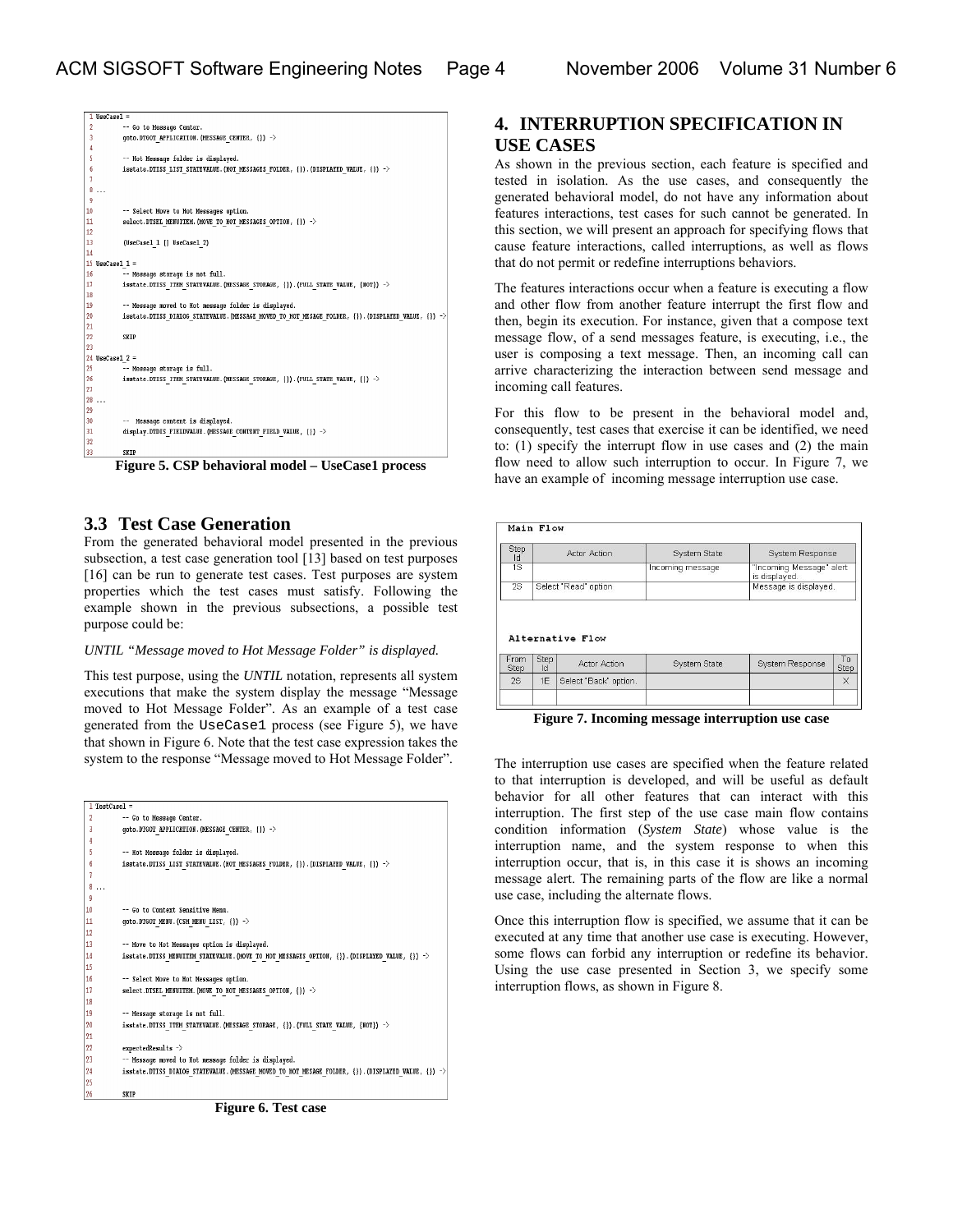```
1 UseCase1 =
2         -- Go to Message Center.
3         goto.DTGOT_APPLICATION.{MESSAGE_CENTER, {}} ->
4
5         -- Hot Message folder is displayed.
6         isstate.DTISS_LIST_STATEVALUE.{HOT_MESSAGES_FOLDER, {}}.{DISPLAYED_VALUE, {}} ->
7
8 ...
9
10        -- Select Move to Hot Messages option.
11        select.DTSEL_MENUITEM.{MOVE_TO_HOT_MESSAGES_OPTION, {}} ->
12
13        (UseCase1_1 [] UseCase1_2)
14
15 UseCase1_1 =
16        -- Message storage is not full.
17        isstate.DTISS_ITEM_STATEVALUE.{MESSAGE_STORAGE, {}}.{FULL_STATE_VALUE, {NOT}} ->
18
19        -- Message moved to Hot message folder is displayed.
20        isstate.DTISS_DIALOG_STATEVALUE.{MESSAGE_MOVED_TO_HOT_MESAGE_FOLDER, {}}.{DISPLAYED_VALUE, {}} ->
21
22        SKIP
23
24 UseCase1_2 =
25        -- Message storage is full.
26        isstate.DTISS_ITEM_STATEVALUE.{MESSAGE_STORAGE, {}}.{FULL_STATE_VALUE, {}} ->
27
28 ...
29
30        --  Message content is displayed.
31        display.DTDIS_FIELDVALUE.{MESSAGE_CONTENT_FIELD_VALUE, {}} ->
32
33        SKIP
```

**Figure 5. CSP behavioral model – UseCase1 process**

## 3.3 Test Case Generation

From the generated behavioral model presented in the previous subsection, a test case generation tool [13] based on test purposes [16] can be run to generate test cases. Test purposes are system properties which the test cases must satisfy. Following the example shown in the previous subsections, a possible test purpose could be:

*UNTIL "Message moved to Hot Message Folder" is displayed.*

This test purpose, using the *UNTIL* notation, represents all system executions that make the system display the message "Message moved to Hot Message Folder". As an example of a test case generated from the `UseCase1` process (see Figure 5), we have that shown in Figure 6. Note that the test case expression takes the system to the response "Message moved to Hot Message Folder".

```
1 TestCase1 =
2         -- Go to Message Center.
3         goto.DTGOT_APPLICATION.{MESSAGE_CENTER, {}} ->
4
5         -- Hot Message folder is displayed.
6         isstate.DTISS_LIST_STATEVALUE.{HOT_MESSAGES_FOLDER, {}}.{DISPLAYED_VALUE, {}} ->
7
8 ...
9
10        -- Go to Context Sensitive Menu.
11        goto.DTGOT_MENU.{CSM_MENU_LIST, {}} ->
12
13        -- Move to Hot Messages option is displayed.
14        isstate.DTISS_MENUITEM_STATEVALUE.{MOVE_TO_HOT_MESSAGES_OPTION, {}}.{DISPLAYED_VALUE, {}} ->
15
16        -- Select Move to Hot Messages option.
17        select.DTSEL_MENUITEM.{MOVE_TO_HOT_MESSAGES_OPTION, {}} ->
18
19        -- Message storage is not full.
20        isstate.DTISS_ITEM_STATEVALUE.{MESSAGE_STORAGE, {}}.{FULL_STATE_VALUE, {NOT}} ->
21
22        expectedResults ->
23        -- Message moved to Hot message folder is displayed.
24        isstate.DTISS_DIALOG_STATEVALUE.{MESSAGE_MOVED_TO_HOT_MESAGE_FOLDER, {}}.{DISPLAYED_VALUE, {}} ->
25
26        SKIP
```

**Figure 6. Test case**

## 4. INTERRUPTION SPECIFICATION IN USE CASES

As shown in the previous section, each feature is specified and tested in isolation. As the use cases, and consequently the generated behavioral model, do not have any information about features interactions, test cases for such cannot be generated. In this section, we will present an approach for specifying flows that cause feature interactions, called interruptions, as well as flows that do not permit or redefine interruptions behaviors.

The features interactions occur when a feature is executing a flow and other flow from another feature interrupt the first flow and then, begin its execution. For instance, given that a compose text message flow, of a send messages feature, is executing, i.e., the user is composing a text message. Then, an incoming call can arrive characterizing the interaction between send message and incoming call features.

For this flow to be present in the behavioral model and, consequently, test cases that exercise it can be identified, we need to: (1) specify the interrupt flow in use cases and (2) the main flow need to allow such interruption to occur. In Figure 7, we have an example of incoming message interruption use case.

**Main Flow**

| Step Id | Actor Action | System State | System Response |
|---|---|---|---|
| 1S | | Incoming message | "Incoming Message" alert is displayed. |
| 2S | Select "Read" option | | Message is displayed. |

**Alternative Flow**

| From Step | Step Id | Actor Action | System State | System Response | To Step |
|---|---|---|---|---|---|
| 2S | 1E | Select "Back" option. | | | X |
| | | | | | |

**Figure 7. Incoming message interruption use case**

The interruption use cases are specified when the feature related to that interruption is developed, and will be useful as default behavior for all other features that can interact with this interruption. The first step of the use case main flow contains condition information (*System State*) whose value is the interruption name, and the system response to when this interruption occur, that is, in this case it is shows an incoming message alert. The remaining parts of the flow are like a normal use case, including the alternate flows.

Once this interruption flow is specified, we assume that it can be executed at any time that another use case is executing. However, some flows can forbid any interruption or redefine its behavior. Using the use case presented in Section 3, we specify some interruption flows, as shown in Figure 8.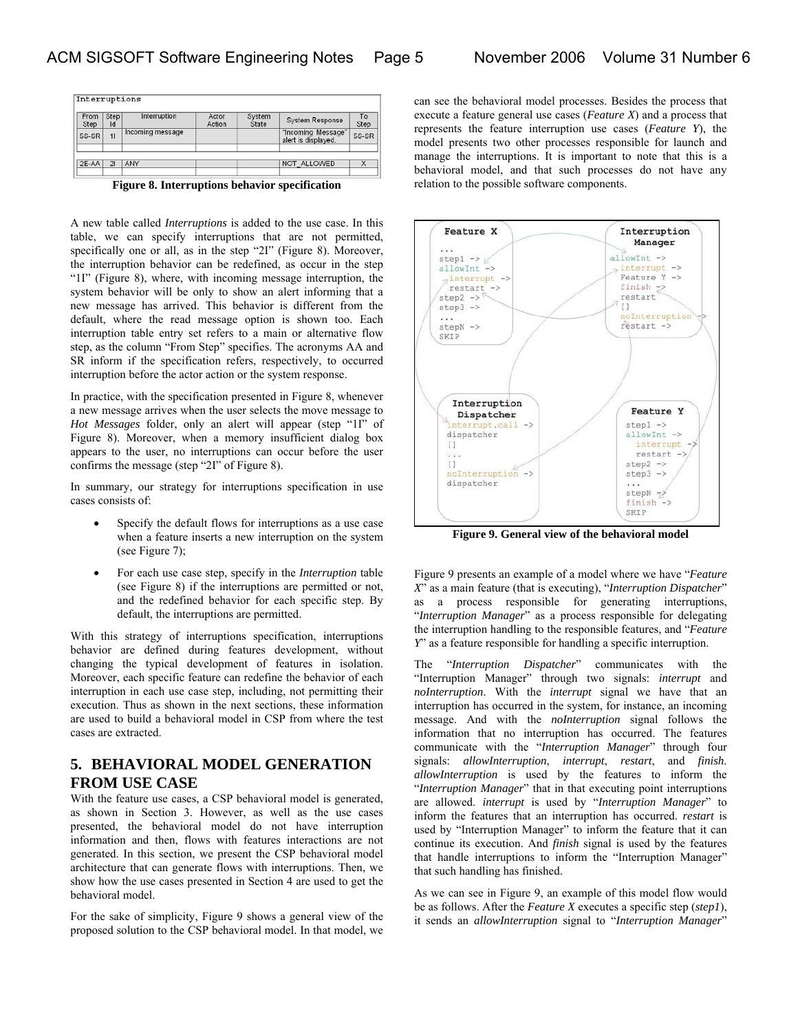| From Step | Step Id | Interruption | Actor Action | System State | System Response | To Step |
|---|---|---|---|---|---|---|
| 5S-SR | 1I | Incoming message | | | "Incoming Message" alert is displayed. | 5S-SR |
| | | | | | | |
| 2E-AA | 2I | ANY | | | NOT_ALLOWED | X |

**Figure 8. Interruptions behavior specification**

A new table called *Interruptions* is added to the use case. In this table, we can specify interruptions that are not permitted, specifically one or all, as in the step "2I" (Figure 8). Moreover, the interruption behavior can be redefined, as occur in the step "1I" (Figure 8), where, with incoming message interruption, the system behavior will be only to show an alert informing that a new message has arrived. This behavior is different from the default, where the read message option is shown too. Each interruption table entry set refers to a main or alternative flow step, as the column "From Step" specifies. The acronyms AA and SR inform if the specification refers, respectively, to occurred interruption before the actor action or the system response.

In practice, with the specification presented in Figure 8, whenever a new message arrives when the user selects the move message to *Hot Messages* folder, only an alert will appear (step "1I" of Figure 8). Moreover, when a memory insufficient dialog box appears to the user, no interruptions can occur before the user confirms the message (step "2I" of Figure 8).

In summary, our strategy for interruptions specification in use cases consists of:

- Specify the default flows for interruptions as a use case when a feature inserts a new interruption on the system (see Figure 7);
- For each use case step, specify in the *Interruption* table (see Figure 8) if the interruptions are permitted or not, and the redefined behavior for each specific step. By default, the interruptions are permitted.

With this strategy of interruptions specification, interruptions behavior are defined during features development, without changing the typical development of features in isolation. Moreover, each specific feature can redefine the behavior of each interruption in each use case step, including, not permitting their execution. Thus as shown in the next sections, these information are used to build a behavioral model in CSP from where the test cases are extracted.

## 5. BEHAVIORAL MODEL GENERATION FROM USE CASE

With the feature use cases, a CSP behavioral model is generated, as shown in Section 3. However, as well as the use cases presented, the behavioral model do not have interruption information and then, flows with features interactions are not generated. In this section, we present the CSP behavioral model architecture that can generate flows with interruptions. Then, we show how the use cases presented in Section 4 are used to get the behavioral model.

For the sake of simplicity, Figure 9 shows a general view of the proposed solution to the CSP behavioral model. In that model, we can see the behavioral model processes. Besides the process that execute a feature general use cases (*Feature X*) and a process that represents the feature interruption use cases (*Feature Y*), the model presents two other processes responsible for launch and manage the interruptions. It is important to note that this is a behavioral model, and that such processes do not have any relation to the possible software components.

```
Feature X                 Interruption Manager
...                       allowInt ->
step1 ->                    interrupt ->
allowInt ->                 Feature Y ->
  interrupt ->              finish ->
  restart ->                restart
step2 ->                  []
step3 ->                  noInterruption ->
...                       restart ->
stepN ->
SKIP

Interruption Dispatcher   Feature Y
interrupt.call ->         step1 ->
dispatcher                allowInt ->
[]                          interrupt ->
...                         restart ->
[]                        step2 ->
noInterruption ->         step3 ->
dispatcher                ...
                          stepN ->
                          finish ->
                          SKIP
```

**Figure 9. General view of the behavioral model**

Figure 9 presents an example of a model where we have "*Feature X*" as a main feature (that is executing), "*Interruption Dispatcher*" as a process responsible for generating interruptions, "*Interruption Manager*" as a process responsible for delegating the interruption handling to the responsible features, and "*Feature Y*" as a feature responsible for handling a specific interruption.

The "*Interruption Dispatcher*" communicates with the "Interruption Manager" through two signals: *interrupt* and *noInterruption*. With the *interrupt* signal we have that an interruption has occurred in the system, for instance, an incoming message. And with the *noInterruption* signal follows the information that no interruption has occurred. The features communicate with the "*Interruption Manager*" through four signals: *allowInterruption*, *interrupt*, *restart*, and *finish*. *allowInterruption* is used by the features to inform the "*Interruption Manager*" that in that executing point interruptions are allowed. *interrupt* is used by "*Interruption Manager*" to inform the features that an interruption has occurred. *restart* is used by "Interruption Manager" to inform the feature that it can continue its execution. And *finish* signal is used by the features that handle interruptions to inform the "Interruption Manager" that such handling has finished.

As we can see in Figure 9, an example of this model flow would be as follows. After the *Feature X* executes a specific step (*step1*), it sends an *allowInterruption* signal to "*Interruption Manager*"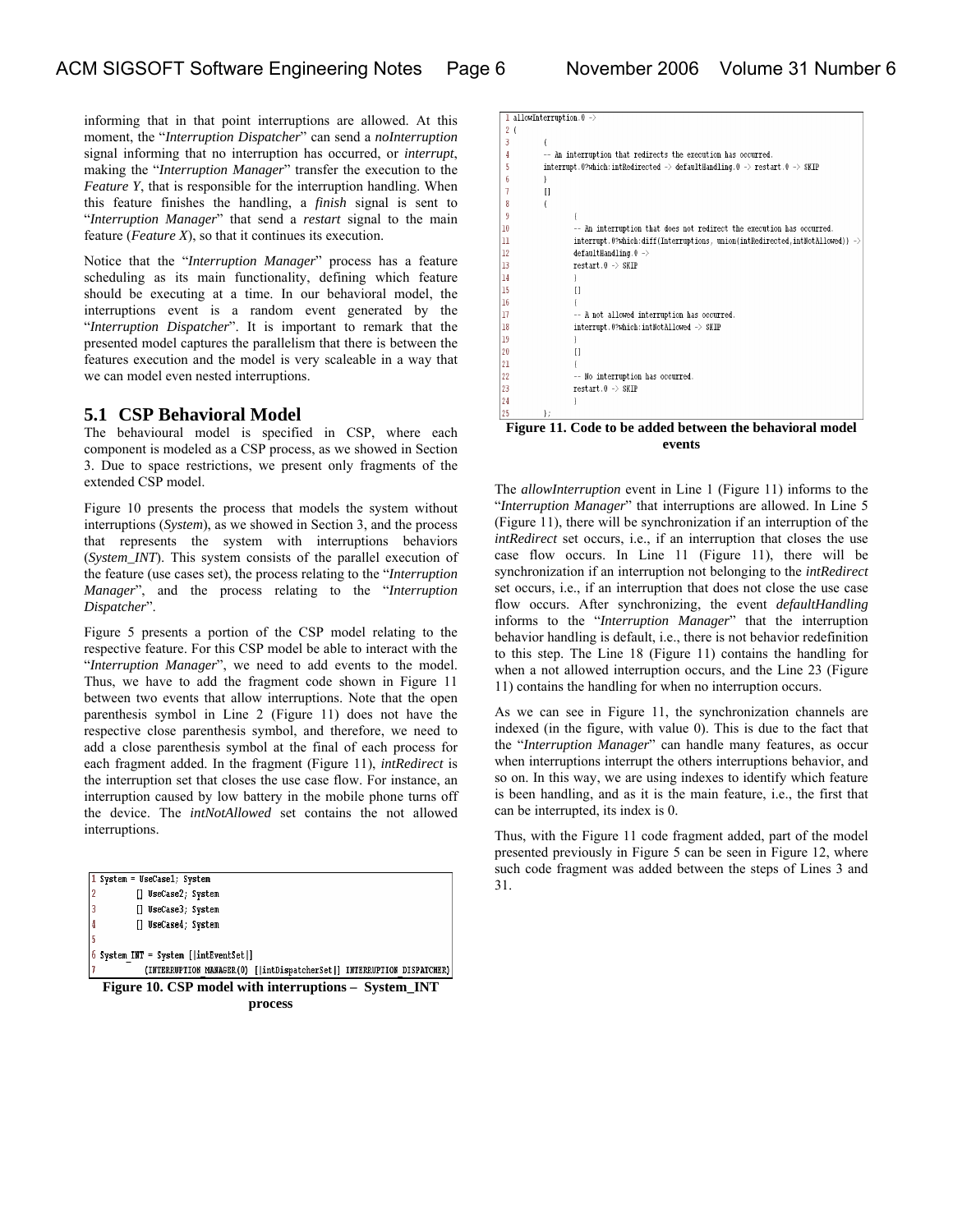informing that in that point interruptions are allowed. At this moment, the "*Interruption Dispatcher*" can send a *noInterruption* signal informing that no interruption has occurred, or *interrupt*, making the "*Interruption Manager*" transfer the execution to the *Feature Y*, that is responsible for the interruption handling. When this feature finishes the handling, a *finish* signal is sent to "*Interruption Manager*" that send a *restart* signal to the main feature (*Feature X*), so that it continues its execution.

Notice that the "*Interruption Manager*" process has a feature scheduling as its main functionality, defining which feature should be executing at a time. In our behavioral model, the interruptions event is a random event generated by the "*Interruption Dispatcher*". It is important to remark that the presented model captures the parallelism that there is between the features execution and the model is very scaleable in a way that we can model even nested interruptions.

## 5.1 CSP Behavioral Model

The behavioural model is specified in CSP, where each component is modeled as a CSP process, as we showed in Section 3. Due to space restrictions, we present only fragments of the extended CSP model.

Figure 10 presents the process that models the system without interruptions (*System*), as we showed in Section 3, and the process that represents the system with interruptions behaviors (*System_INT*). This system consists of the parallel execution of the feature (use cases set), the process relating to the "*Interruption Manager*", and the process relating to the "*Interruption Dispatcher*".

Figure 5 presents a portion of the CSP model relating to the respective feature. For this CSP model be able to interact with the "*Interruption Manager*", we need to add events to the model. Thus, we have to add the fragment code shown in Figure 11 between two events that allow interruptions. Note that the open parenthesis symbol in Line 2 (Figure 11) does not have the respective close parenthesis symbol, and therefore, we need to add a close parenthesis symbol at the final of each process for each fragment added. In the fragment (Figure 11), *intRedirect* is the interruption set that closes the use case flow. For instance, an interruption caused by low battery in the mobile phone turns off the device. The *intNotAllowed* set contains the not allowed interruptions.

```
1 System = UseCase1; System
2        [] UseCase2; System
3        [] UseCase3; System
4        [] UseCase4; System
5
6 System_INT = System [|intEventSet|]
7          (INTERRUPTION_MANAGER(0) [|intDispatcherSet|] INTERRUPTION_DISPATCHER)
```

**Figure 10. CSP model with interruptions – System_INT process**

```
1 allowInterruption.0 ->
2 (
3       (
4       -- An interruption that redirects the execution has occurred.
5       interrupt.0?which:intRedirected -> defaultHandling.0 -> restart.0 -> SKIP
6       )
7       []
8       (
9               (
10              -- An interruption that does not redirect the execution has occurred.
11              interrupt.0?which:diff(Interruptions, union(intRedirected,intNotAllowed)) ->
12              defaultHandling.0 ->
13              restart.0 -> SKIP
14              )
15              []
16              (
17              -- A not allowed interruption has occurred.
18              interrupt.0?which:intNotAllowed -> SKIP
19              )
20              []
21              (
22              -- No interruption has occurred.
23              restart.0 -> SKIP
24              )
25      );
```

**Figure 11. Code to be added between the behavioral model events**

The *allowInterruption* event in Line 1 (Figure 11) informs to the "*Interruption Manager*" that interruptions are allowed. In Line 5 (Figure 11), there will be synchronization if an interruption of the *intRedirect* set occurs, i.e., if an interruption that closes the use case flow occurs. In Line 11 (Figure 11), there will be synchronization if an interruption not belonging to the *intRedirect* set occurs, i.e., if an interruption that does not close the use case flow occurs. After synchronizing, the event *defaultHandling* informs to the "*Interruption Manager*" that the interruption behavior handling is default, i.e., there is not behavior redefinition to this step. The Line 18 (Figure 11) contains the handling for when a not allowed interruption occurs, and the Line 23 (Figure 11) contains the handling for when no interruption occurs.

As we can see in Figure 11, the synchronization channels are indexed (in the figure, with value 0). This is due to the fact that the "*Interruption Manager*" can handle many features, as occur when interruptions interrupt the others interruptions behavior, and so on. In this way, we are using indexes to identify which feature is been handling, and as it is the main feature, i.e., the first that can be interrupted, its index is 0.

Thus, with the Figure 11 code fragment added, part of the model presented previously in Figure 5 can be seen in Figure 12, where such code fragment was added between the steps of Lines 3 and 31.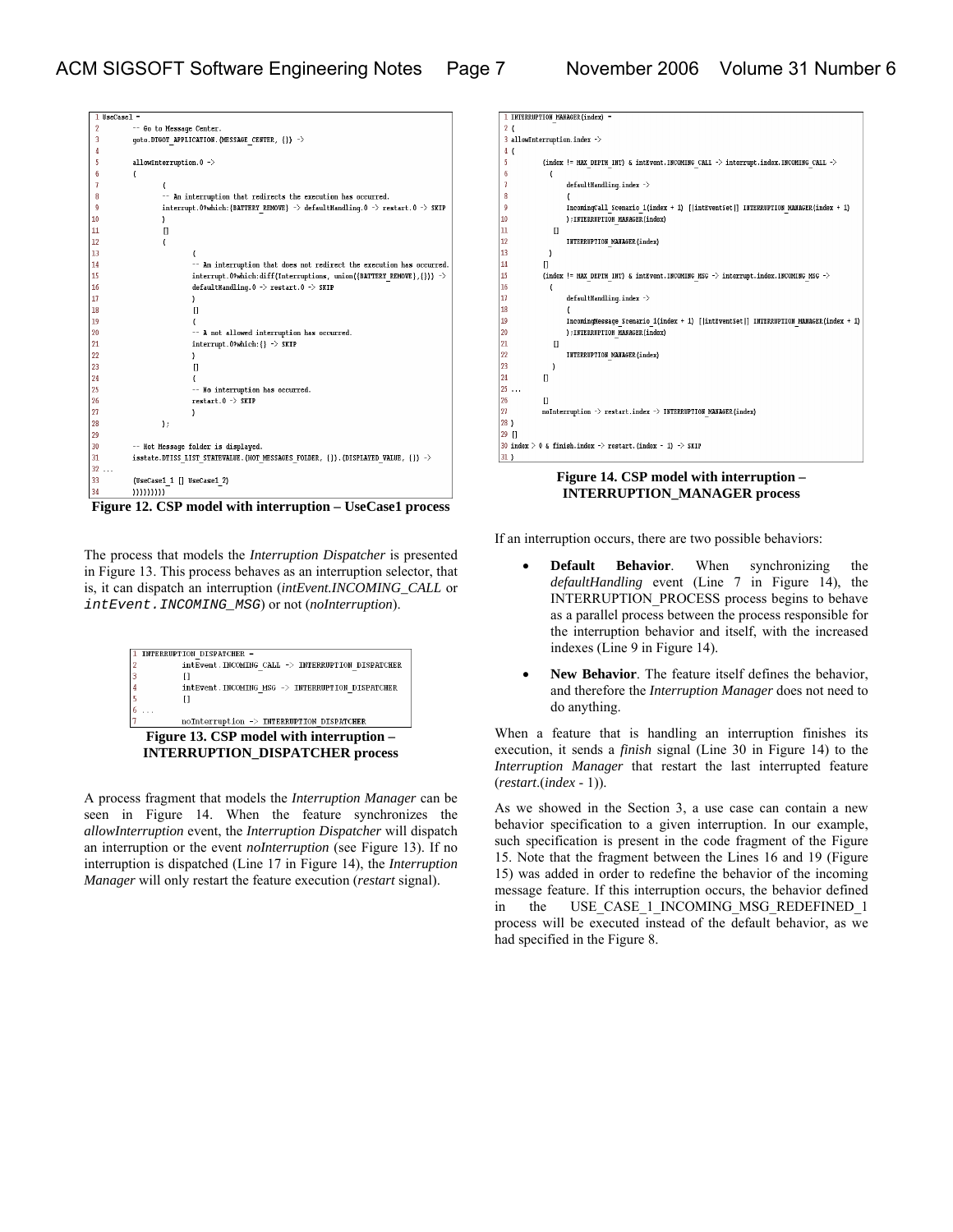```
1 UseCase1 =
2         -- Go to Message Center.
3         goto.DTGOT_APPLICATION.(MESSAGE_CENTER, {}) ->
4
5         allowInterruption.0 ->
6         (
7                 (
8                 -- An interruption that redirects the execution has occurred.
9                 interrupt.0?which:{BATTERY_REMOVE} -> defaultHandling.0 -> restart.0 -> SKIP
10                )
11                []
12                (
13                        (
14                        -- An interruption that does not redirect the execution has occurred.
15                        interrupt.0?which:diff(Interruptions, union({BATTERY_REMOVE},{})) ->
16                        defaultHandling.0 -> restart.0 -> SKIP
17                        )
18                        []
19                        (
20                        -- A not allowed interruption has occurred.
21                        interrupt.0?which:{} -> SKIP
22                        )
23                        []
24                        (
25                        -- No interruption has occurred.
26                        restart.0 -> SKIP
27                        )
28                );
29
30        -- Hot Message folder is displayed.
31        isstate.DTISS_LIST_STATEVALUE.(HOT_MESSAGES_FOLDER, {}).(DISPLAYED_VALUE, {}) ->
32 ...
33        (UseCase1_1 [] UseCase1_2)
34        )))))))))
```

**Figure 12. CSP model with interruption – UseCase1 process**

The process that models the *Interruption Dispatcher* is presented in Figure 13. This process behaves as an interruption selector, that is, it can dispatch an interruption (*intEvent.INCOMING_CALL* or `intEvent.INCOMING_MSG`) or not (*noInterruption*).

```
1 INTERRUPTION_DISPATCHER =
2         intEvent.INCOMING_CALL -> INTERRUPTION_DISPATCHER
3         []
4         intEvent.INCOMING_MSG -> INTERRUPTION_DISPATCHER
5         []
6 ...
7         noInterruption -> INTERRUPTION_DISPATCHER
```

**Figure 13. CSP model with interruption – INTERRUPTION_DISPATCHER process**

A process fragment that models the *Interruption Manager* can be seen in Figure 14. When the feature synchronizes the *allowInterruption* event, the *Interruption Dispatcher* will dispatch an interruption or the event *noInterruption* (see Figure 13). If no interruption is dispatched (Line 17 in Figure 14), the *Interruption Manager* will only restart the feature execution (*restart* signal).

```
1 INTERRUPTION_MANAGER(index) =
2 (
3 allowInterruption.index ->
4 (
5         (index != MAX_DEPTH_INT) & intEvent.INCOMING_CALL -> interrupt.index.INCOMING_CALL ->
6           (
7                 defaultHandling.index ->
8                 (
9                 IncomingCall_Scenario_1(index + 1) [|intEventSet|] INTERRUPTION_MANAGER(index + 1)
10                );INTERRUPTION_MANAGER(index)
11          []
12                INTERRUPTION_MANAGER(index)
13          )
14        []
15        (index != MAX_DEPTH_INT) & intEvent.INCOMING_MSG -> interrupt.index.INCOMING_MSG ->
16          (
17                defaultHandling.index ->
18                (
19                IncomingMessage_Scenario_1(index + 1) [|intEventSet|] INTERRUPTION_MANAGER(index + 1)
20                );INTERRUPTION_MANAGER(index)
21          []
22                INTERRUPTION_MANAGER(index)
23          )
24        []
25 ...
26        []
27        noInterruption -> restart.index -> INTERRUPTION_MANAGER(index)
28 )
29 []
30 index > 0 & finish.index -> restart.(index - 1) -> SKIP
31 )
```

**Figure 14. CSP model with interruption – INTERRUPTION_MANAGER process**

If an interruption occurs, there are two possible behaviors:

- **Default Behavior**. When synchronizing the *defaultHandling* event (Line 7 in Figure 14), the INTERRUPTION_PROCESS process begins to behave as a parallel process between the process responsible for the interruption behavior and itself, with the increased indexes (Line 9 in Figure 14).
- **New Behavior**. The feature itself defines the behavior, and therefore the *Interruption Manager* does not need to do anything.

When a feature that is handling an interruption finishes its execution, it sends a *finish* signal (Line 30 in Figure 14) to the *Interruption Manager* that restart the last interrupted feature (*restart*.(*index* - 1)).

As we showed in the Section 3, a use case can contain a new behavior specification to a given interruption. In our example, such specification is present in the code fragment of the Figure 15. Note that the fragment between the Lines 16 and 19 (Figure 15) was added in order to redefine the behavior of the incoming message feature. If this interruption occurs, the behavior defined in the USE_CASE_1_INCOMING_MSG_REDEFINED_1 process will be executed instead of the default behavior, as we had specified in the Figure 8.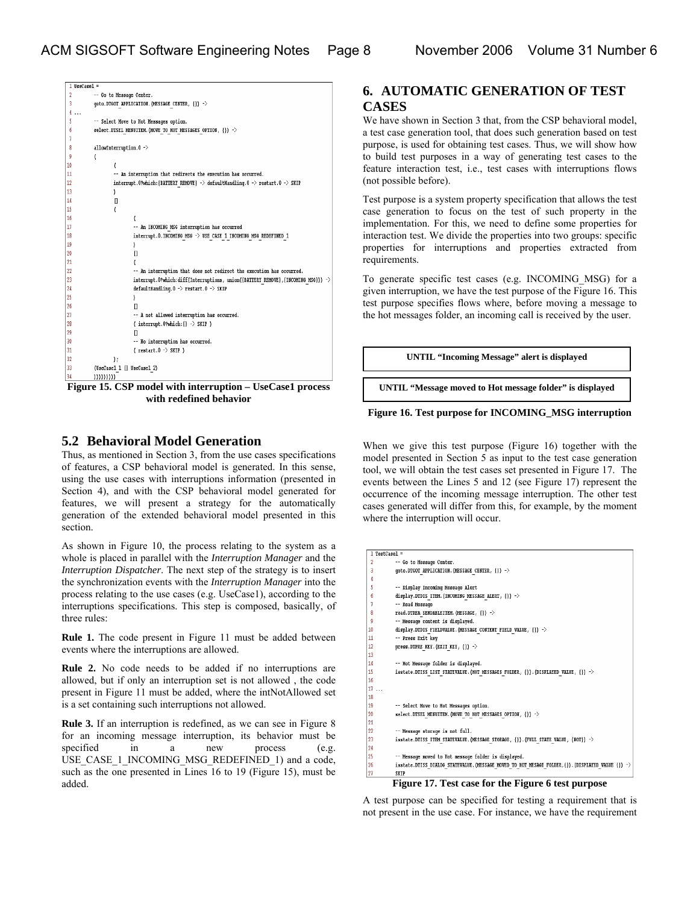```
1 UseCase1 =
2         -- Go to Message Center.
3         goto.DTGOT_APPLICATION.(MESSAGE_CENTER, {}) ->
4 ...
5         -- Select Move to Hot Messages option.
6         select.DTSEL_MENUITEM.(MOVE_TO_HOT_MESSAGES_OPTION, {}) ->
7
8         allowInterruption.0 ->
9         (
10                (
11                -- An interruption that redirects the execution has occurred.
12                interrupt.0?which:{BATTERY_REMOVE} -> defaultHandling.0 -> restart.0 -> SKIP
13                )
14                []
15                (
16                        (
17                        -- An INCOMING_MSG interruption has occurred
18                        interrupt.0.INCOMING_MSG -> USE_CASE_1_INCOMING_MSG_REDEFINED_1
19                        )
20                        []
21                        (
22                        -- An interruption that does not redirect the execution has occurred.
23                        interrupt.0?which:diff(Interruptions, union({BATTERY_REMOVE},{INCOMING_MSG})) ->
24                        defaultHandling.0 -> restart.0 -> SKIP
25                        )
26                        []
27                        -- A not allowed interruption has occurred.
28                        ( interrupt.0?which:{} -> SKIP )
29                        []
30                        -- No interruption has occurred.
31                        ( restart.0 -> SKIP )
32                );
33        (UseCase1_1 [] UseCase1_2)
34        )))))))))
```

**Figure 15. CSP model with interruption – UseCase1 process with redefined behavior**

## 5.2 Behavioral Model Generation

Thus, as mentioned in Section 3, from the use cases specifications of features, a CSP behavioral model is generated. In this sense, using the use cases with interruptions information (presented in Section 4), and with the CSP behavioral model generated for features, we will present a strategy for the automatically generation of the extended behavioral model presented in this section.

As shown in Figure 10, the process relating to the system as a whole is placed in parallel with the *Interruption Manager* and the *Interruption Dispatcher*. The next step of the strategy is to insert the synchronization events with the *Interruption Manager* into the process relating to the use cases (e.g. UseCase1), according to the interruptions specifications. This step is composed, basically, of three rules:

**Rule 1.** The code present in Figure 11 must be added between events where the interruptions are allowed.

**Rule 2.** No code needs to be added if no interruptions are allowed, but if only an interruption set is not allowed , the code present in Figure 11 must be added, where the intNotAllowed set is a set containing such interruptions not allowed.

**Rule 3.** If an interruption is redefined, as we can see in Figure 8 for an incoming message interruption, its behavior must be specified in a new process (e.g. USE_CASE_1_INCOMING_MSG_REDEFINED_1) and a code, such as the one presented in Lines 16 to 19 (Figure 15), must be added.

# 6. AUTOMATIC GENERATION OF TEST CASES

We have shown in Section 3 that, from the CSP behavioral model, a test case generation tool, that does such generation based on test purpose, is used for obtaining test cases. Thus, we will show how to build test purposes in a way of generating test cases to the feature interaction test, i.e., test cases with interruptions flows (not possible before).

Test purpose is a system property specification that allows the test case generation to focus on the test of such property in the implementation. For this, we need to define some properties for interaction test. We divide the properties into two groups: specific properties for interruptions and properties extracted from requirements.

To generate specific test cases (e.g. INCOMING_MSG) for a given interruption, we have the test purpose of the Figure 16. This test purpose specifies flows where, before moving a message to the hot messages folder, an incoming call is received by the user.

```
UNTIL "Incoming Message" alert is displayed

UNTIL "Message moved to Hot message folder" is displayed
```

**Figure 16. Test purpose for INCOMING_MSG interruption**

When we give this test purpose (Figure 16) together with the model presented in Section 5 as input to the test case generation tool, we will obtain the test cases set presented in Figure 17. The events between the Lines 5 and 12 (see Figure 17) represent the occurrence of the incoming message interruption. The other test cases generated will differ from this, for example, by the moment where the interruption will occur.

```
1 TestCase1 =
2         -- Go to Message Center.
3         goto.DTGOT_APPLICATION.(MESSAGE_CENTER, {}) ->
4
5         -- Display Incoming Message Alert
6         display.DTDIS_ITEM.(INCOMING_MESSAGE_ALERT, {}) ->
7         -- Read Message
8         read.DTREA_SENDABLEITEM.(MESSAGE, {}) ->
9         -- Message content is displayed.
10        display.DTDIS_FIELDVALUE.(MESSAGE_CONTENT_FIELD_VALUE, {}) ->
11        -- Press Exit key
12        press.DTPRE_KEY.(EXIT_KEY, {}) ->
13
14        -- Hot Message folder is displayed.
15        isstate.DTISS_LIST_STATEVALUE.(HOT_MESSAGES_FOLDER, {}).(DISPLAYED_VALUE, {}) ->
16
17 ...
18
19        -- Select Move to Hot Messages option.
20        select.DTSEL_MENUITEM.(MOVE_TO_HOT_MESSAGES_OPTION, {}) ->
21
22        -- Message storage is not full.
23        isstate.DTISS_ITEM_STATEVALUE.(MESSAGE_STORAGE, {}).(FULL_STATE_VALUE, {NOT}) ->
24
25        -- Message moved to Hot message folder is displayed.
26        isstate.DTISS_DIALOG_STATEVALUE.(MESSAGE_MOVED_TO_HOT_MESAGE_FOLDER,{}).(DISPLAYED_VALUE {}) ->
27        SKIP
```

**Figure 17. Test case for the Figure 6 test purpose**

A test purpose can be specified for testing a requirement that is not present in the use case. For instance, we have the requirement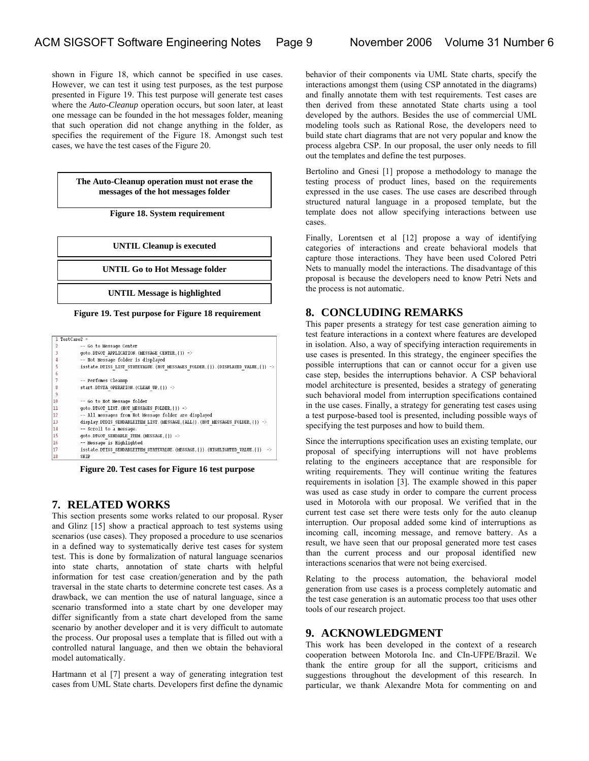shown in Figure 18, which cannot be specified in use cases. However, we can test it using test purposes, as the test purpose presented in Figure 19. This test purpose will generate test cases where the *Auto-Cleanup* operation occurs, but soon later, at least one message can be founded in the hot messages folder, meaning that such operation did not change anything in the folder, as specifies the requirement of the Figure 18. Amongst such test cases, we have the test cases of the Figure 20.

**The Auto-Cleanup operation must not erase the messages of the hot messages folder**

**Figure 18. System requirement**

**UNTIL Cleanup is executed**

**UNTIL Go to Hot Message folder**

**UNTIL Message is highlighted**

**Figure 19. Test purpose for Figure 18 requirement**

```
1  TestCase2 =
2        -- Go to Message Center
3        goto.DTGOT_APPLICATION.(MESSAGE_CENTER,{}) ->
4        -- Hot Message folder is displayed
5        isstate.DTISS_LIST_STATEVALUE.(HOT_MESSAGES_FOLDER,{}).(DISPLAYED_VALUE,{}) ->
6
7        -- Perfomes Cleanup
8        start.DTSTA_OPERATION.(CLEAN_UP,{}) ->
9
10       -- Go to Hot Message folder
11       goto.DTGOT_LIST.(HOT_MESSAGES_FOLDER,{}) ->
12       -- All messages from Hot Message folder are displayed
13       display.DTDIS_SENDABLEITEM_LIST.(MESSAGE,{ALL}).(HOT_MESSAGES_FOLDER,{}) ->
14       -- Scroll to a message.
15       goto.DTGOT_SENDABLE_ITEM.(MESSAGE,{}) ->
16       -- Message is Highlighted
17       isstate.DTISS_SENDABLEITEM_STATEVALUE.(MESSAGE,{}).(HIGHLIGHTED_VALUE,{}) ->
18       SKIP
```

**Figure 20. Test cases for Figure 16 test purpose**

## 7. RELATED WORKS

This section presents some works related to our proposal. Ryser and Glinz [15] show a practical approach to test systems using scenarios (use cases). They proposed a procedure to use scenarios in a defined way to systematically derive test cases for system test. This is done by formalization of natural language scenarios into state charts, annotation of state charts with helpful information for test case creation/generation and by the path traversal in the state charts to determine concrete test cases. As a drawback, we can mention the use of natural language, since a scenario transformed into a state chart by one developer may differ significantly from a state chart developed from the same scenario by another developer and it is very difficult to automate the process. Our proposal uses a template that is filled out with a controlled natural language, and then we obtain the behavioral model automatically.

Hartmann et al [7] present a way of generating integration test cases from UML State charts. Developers first define the dynamic behavior of their components via UML State charts, specify the interactions amongst them (using CSP annotated in the diagrams) and finally annotate them with test requirements. Test cases are then derived from these annotated State charts using a tool developed by the authors. Besides the use of commercial UML modeling tools such as Rational Rose, the developers need to build state chart diagrams that are not very popular and know the process algebra CSP. In our proposal, the user only needs to fill out the templates and define the test purposes.

Bertolino and Gnesi [1] propose a methodology to manage the testing process of product lines, based on the requirements expressed in the use cases. The use cases are described through structured natural language in a proposed template, but the template does not allow specifying interactions between use cases.

Finally, Lorentsen et al [12] propose a way of identifying categories of interactions and create behavioral models that capture those interactions. They have been used Colored Petri Nets to manually model the interactions. The disadvantage of this proposal is because the developers need to know Petri Nets and the process is not automatic.

## 8. CONCLUDING REMARKS

This paper presents a strategy for test case generation aiming to test feature interactions in a context where features are developed in isolation. Also, a way of specifying interaction requirements in use cases is presented. In this strategy, the engineer specifies the possible interruptions that can or cannot occur for a given use case step, besides the interruptions behavior. A CSP behavioral model architecture is presented, besides a strategy of generating such behavioral model from interruption specifications contained in the use cases. Finally, a strategy for generating test cases using a test purpose-based tool is presented, including possible ways of specifying the test purposes and how to build them.

Since the interruptions specification uses an existing template, our proposal of specifying interruptions will not have problems relating to the engineers acceptance that are responsible for writing requirements. They will continue writing the features requirements in isolation [3]. The example showed in this paper was used as case study in order to compare the current process used in Motorola with our proposal. We verified that in the current test case set there were tests only for the auto cleanup interruption. Our proposal added some kind of interruptions as incoming call, incoming message, and remove battery. As a result, we have seen that our proposal generated more test cases than the current process and our proposal identified new interactions scenarios that were not being exercised.

Relating to the process automation, the behavioral model generation from use cases is a process completely automatic and the test case generation is an automatic process too that uses other tools of our research project.

## 9. ACKNOWLEDGMENT

This work has been developed in the context of a research cooperation between Motorola Inc. and CIn-UFPE/Brazil. We thank the entire group for all the support, criticisms and suggestions throughout the development of this research. In particular, we thank Alexandre Mota for commenting on and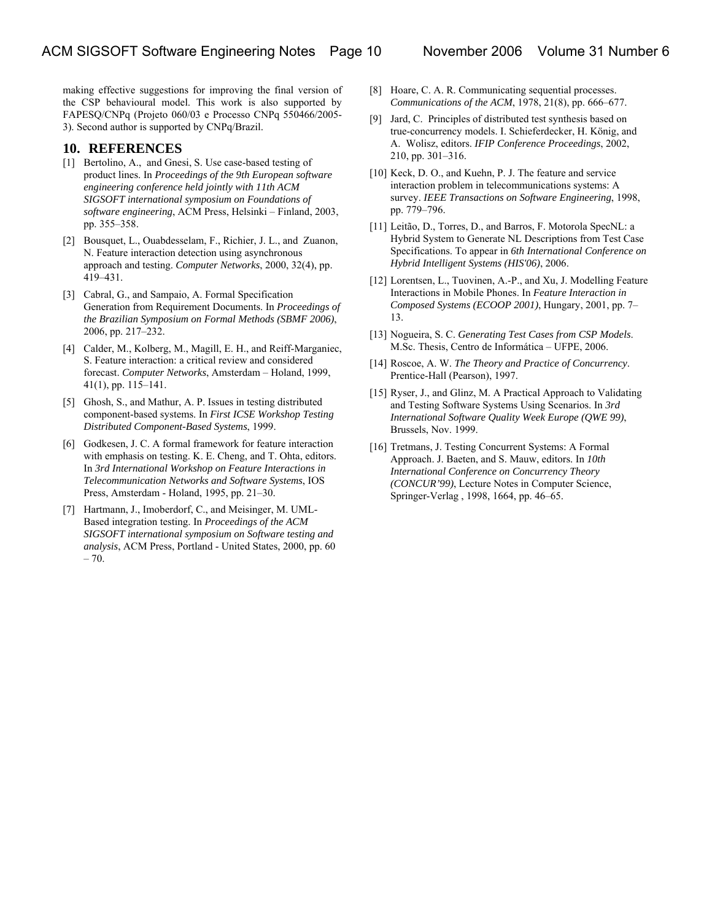making effective suggestions for improving the final version of the CSP behavioural model. This work is also supported by FAPESQ/CNPq (Projeto 060/03 e Processo CNPq 550466/2005-3). Second author is supported by CNPq/Brazil.

## 10. REFERENCES

[1] Bertolino, A., and Gnesi, S. Use case-based testing of product lines. In *Proceedings of the 9th European software engineering conference held jointly with 11th ACM SIGSOFT international symposium on Foundations of software engineering*, ACM Press, Helsinki – Finland, 2003, pp. 355–358.

[2] Bousquet, L., Ouabdesselam, F., Richier, J. L., and Zuanon, N. Feature interaction detection using asynchronous approach and testing. *Computer Networks*, 2000, 32(4), pp. 419–431.

[3] Cabral, G., and Sampaio, A. Formal Specification Generation from Requirement Documents. In *Proceedings of the Brazilian Symposium on Formal Methods (SBMF 2006)*, 2006, pp. 217–232.

[4] Calder, M., Kolberg, M., Magill, E. H., and Reiff-Marganiec, S. Feature interaction: a critical review and considered forecast. *Computer Networks*, Amsterdam – Holand, 1999, 41(1), pp. 115–141.

[5] Ghosh, S., and Mathur, A. P. Issues in testing distributed component-based systems. In *First ICSE Workshop Testing Distributed Component-Based Systems*, 1999.

[6] Godkesen, J. C. A formal framework for feature interaction with emphasis on testing. K. E. Cheng, and T. Ohta, editors. In *3rd International Workshop on Feature Interactions in Telecommunication Networks and Software Systems*, IOS Press, Amsterdam - Holand, 1995, pp. 21–30.

[7] Hartmann, J., Imoberdorf, C., and Meisinger, M. UML-Based integration testing. In *Proceedings of the ACM SIGSOFT international symposium on Software testing and analysis*, ACM Press, Portland - United States, 2000, pp. 60 – 70.

[8] Hoare, C. A. R. Communicating sequential processes. *Communications of the ACM*, 1978, 21(8), pp. 666–677.

[9] Jard, C. Principles of distributed test synthesis based on true-concurrency models. I. Schieferdecker, H. König, and A. Wolisz, editors. *IFIP Conference Proceedings*, 2002, 210, pp. 301–316.

[10] Keck, D. O., and Kuehn, P. J. The feature and service interaction problem in telecommunications systems: A survey. *IEEE Transactions on Software Engineering*, 1998, pp. 779–796.

[11] Leitão, D., Torres, D., and Barros, F. Motorola SpecNL: a Hybrid System to Generate NL Descriptions from Test Case Specifications. To appear in *6th International Conference on Hybrid Intelligent Systems (HIS'06)*, 2006.

[12] Lorentsen, L., Tuovinen, A.-P., and Xu, J. Modelling Feature Interactions in Mobile Phones. In *Feature Interaction in Composed Systems (ECOOP 2001)*, Hungary, 2001, pp. 7–13.

[13] Nogueira, S. C. *Generating Test Cases from CSP Models*. M.Sc. Thesis, Centro de Informática – UFPE, 2006.

[14] Roscoe, A. W. *The Theory and Practice of Concurrency*. Prentice-Hall (Pearson), 1997.

[15] Ryser, J., and Glinz, M. A Practical Approach to Validating and Testing Software Systems Using Scenarios. In *3rd International Software Quality Week Europe (QWE 99)*, Brussels, Nov. 1999.

[16] Tretmans, J. Testing Concurrent Systems: A Formal Approach. J. Baeten, and S. Mauw, editors. In *10th International Conference on Concurrency Theory (CONCUR'99)*, Lecture Notes in Computer Science, Springer-Verlag , 1998, 1664, pp. 46–65.